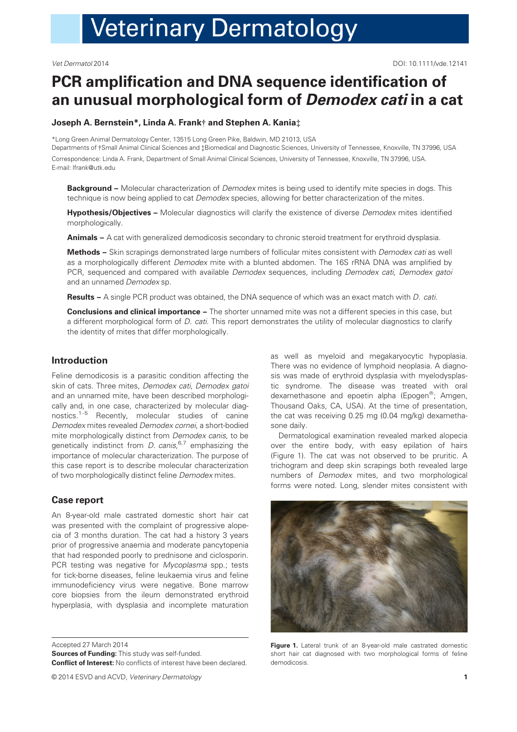# PCR amplification and DNA sequence identification of an unusual morphological form of *Demodex cati* in a cat

**Joseph A. Bernstein\*, Linda A. Frank† and Stephen A. Kania‡**

\*Long Green Animal Dermatology Center, 13515 Long Green Pike, Baldwin, MD 21013, USA

Departments of †Small Animal Clinical Sciences and ‡Biomedical and Diagnostic Sciences, University of Tennessee, Knoxville, TN 37996, USA

Correspondence: Linda A. Frank, Department of Small Animal Clinical Sciences, University of Tennessee, Knoxville, TN 37996, USA. E-mail: lfrank@utk.edu

**Background –** Molecular characterization of *Demodex* mites is being used to identify mite species in dogs. This technique is now being applied to cat *Demodex* species, allowing for better characterization of the mites.

**Hypothesis/Objectives –** Molecular diagnostics will clarify the existence of diverse *Demodex* mites identified morphologically.

**Animals –** A cat with generalized demodicosis secondary to chronic steroid treatment for erythroid dysplasia.

**Methods –** Skin scrapings demonstrated large numbers of follicular mites consistent with *Demodex cati* as well as a morphologically different *Demodex* mite with a blunted abdomen. The 16S rRNA DNA was amplified by PCR, sequenced and compared with available *Demodex* sequences, including *Demodex cati*, *Demodex gatoi* and an unnamed *Demodex* sp.

**Results –** A single PCR product was obtained, the DNA sequence of which was an exact match with *D. cati*.

**Conclusions and clinical importance –** The shorter unnamed mite was not a different species in this case, but a different morphological form of *D. cati*. This report demonstrates the utility of molecular diagnostics to clarify the identity of mites that differ morphologically.

## Introduction

Feline demodicosis is a parasitic condition affecting the skin of cats. Three mites, *Demodex cati*, *Demodex gatoi* and an unnamed mite, have been described morphologically and, in one case, characterized by molecular diagnostics.[1–5] Recently, molecular studies of canine *Demodex* mites revealed *Demodex cornei*, a short-bodied mite morphologically distinct from *Demodex canis*, to be genetically indistinct from *D. canis*,[6,7] emphasizing the importance of molecular characterization. The purpose of this case report is to describe molecular characterization of two morphologically distinct feline *Demodex* mites.

## Case report

An 8-year-old male castrated domestic short hair cat was presented with the complaint of progressive alopecia of 3 months duration. The cat had a history 3 years prior of progressive anaemia and moderate pancytopenia that had responded poorly to prednisone and ciclosporin. PCR testing was negative for *Mycoplasma* spp.; tests for tick-borne diseases, feline leukaemia virus and feline immunodeficiency virus were negative. Bone marrow core biopsies from the ileum demonstrated erythroid hyperplasia, with dysplasia and incomplete maturation as well as myeloid and megakaryocytic hypoplasia. There was no evidence of lymphoid neoplasia. A diagnosis was made of erythroid dysplasia with myelodysplastic syndrome. The disease was treated with oral dexamethasone and epoetin alpha (Epogen®; Amgen, Thousand Oaks, CA, USA). At the time of presentation, the cat was receiving 0.25 mg (0.04 mg/kg) dexamethasone daily.

Dermatological examination revealed marked alopecia over the entire body, with easy epilation of hairs (Figure 1). The cat was not observed to be pruritic. A trichogram and deep skin scrapings both revealed large numbers of *Demodex* mites, and two morphological forms were noted. Long, slender mites consistent with

**Figure 1.** Lateral trunk of an 8-year-old male castrated domestic short hair cat diagnosed with two morphological forms of feline demodicosis.

Accepted 27 March 2014

**Sources of Funding:** This study was self-funded.

**Conflict of Interest:** No conflicts of interest have been declared.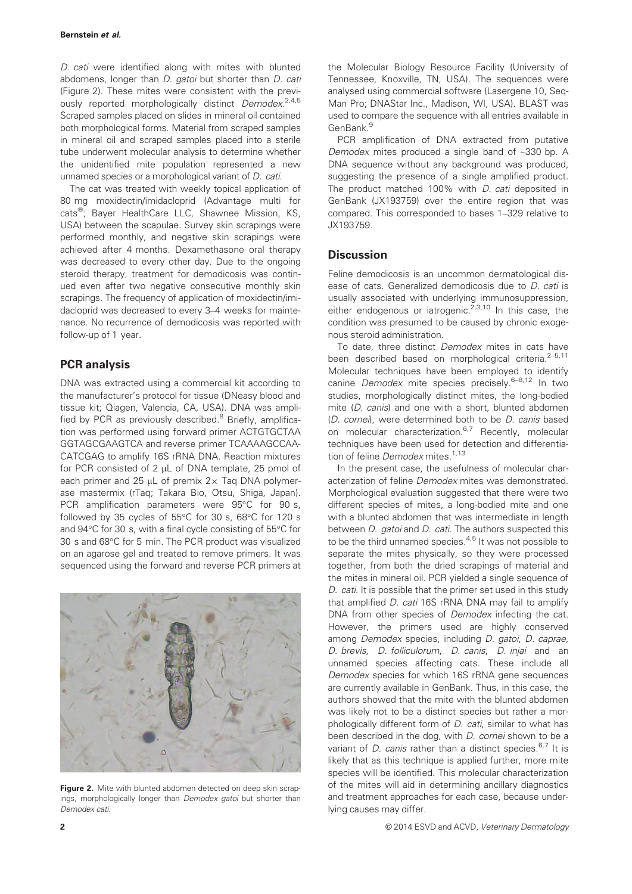*D. cati* were identified along with mites with blunted abdomens, longer than *D. gatoi* but shorter than *D. cati* (Figure 2). These mites were consistent with the previously reported morphologically distinct *Demodex*.[2,4,5] Scraped samples placed on slides in mineral oil contained both morphological forms. Material from scraped samples in mineral oil and scraped samples placed into a sterile tube underwent molecular analysis to determine whether the unidentified mite population represented a new unnamed species or a morphological variant of *D. cati*.

The cat was treated with weekly topical application of 80 mg moxidectin/imidacloprid (Advantage multi for cats®; Bayer HealthCare LLC, Shawnee Mission, KS, USA) between the scapulae. Survey skin scrapings were performed monthly, and negative skin scrapings were achieved after 4 months. Dexamethasone oral therapy was decreased to every other day. Due to the ongoing steroid therapy, treatment for demodicosis was continued even after two negative consecutive monthly skin scrapings. The frequency of application of moxidectin/imidacloprid was decreased to every 3–4 weeks for maintenance. No recurrence of demodicosis was reported with follow-up of 1 year.

## PCR analysis

DNA was extracted using a commercial kit according to the manufacturer's protocol for tissue (DNeasy blood and tissue kit; Qiagen, Valencia, CA, USA). DNA was amplified by PCR as previously described.[8] Briefly, amplification was performed using forward primer ACTGTGCTAA GGTAGCGAAGTCA and reverse primer TCAAAAGCCAA-CATCGAG to amplify 16S rRNA DNA. Reaction mixtures for PCR consisted of 2 μL of DNA template, 25 pmol of each primer and 25 μL of premix 2× Taq DNA polymerase mastermix (rTaq; Takara Bio, Otsu, Shiga, Japan). PCR amplification parameters were 95°C for 90 s, followed by 35 cycles of 55°C for 30 s, 68°C for 120 s and 94°C for 30 s, with a final cycle consisting of 55°C for 30 s and 68°C for 5 min. The PCR product was visualized on an agarose gel and treated to remove primers. It was sequenced using the forward and reverse PCR primers at the Molecular Biology Resource Facility (University of Tennessee, Knoxville, TN, USA). The sequences were analysed using commercial software (Lasergene 10, SeqMan Pro; DNAStar Inc., Madison, WI, USA). BLAST was used to compare the sequence with all entries available in GenBank.[9]

**Figure 2.** Mite with blunted abdomen detected on deep skin scrapings, morphologically longer than *Demodex gatoi* but shorter than *Demodex cati*.

PCR amplification of DNA extracted from putative *Demodex* mites produced a single band of ~330 bp. A DNA sequence without any background was produced, suggesting the presence of a single amplified product. The product matched 100% with *D. cati* deposited in GenBank (JX193759) over the entire region that was compared. This corresponded to bases 1–329 relative to JX193759.

## Discussion

Feline demodicosis is an uncommon dermatological disease of cats. Generalized demodicosis due to *D. cati* is usually associated with underlying immunosuppression, either endogenous or iatrogenic.[2,3,10] In this case, the condition was presumed to be caused by chronic exogenous steroid administration.

To date, three distinct *Demodex* mites in cats have been described based on morphological criteria.[2–5,11] Molecular techniques have been employed to identify canine *Demodex* mite species precisely.[6–8,12] In two studies, morphologically distinct mites, the long-bodied mite (*D. canis*) and one with a short, blunted abdomen (*D. cornei*), were determined both to be *D. canis* based on molecular characterization.[6,7] Recently, molecular techniques have been used for detection and differentiation of feline *Demodex* mites.[1,13]

In the present case, the usefulness of molecular characterization of feline *Demodex* mites was demonstrated. Morphological evaluation suggested that there were two different species of mites, a long-bodied mite and one with a blunted abdomen that was intermediate in length between *D. gatoi* and *D. cati*. The authors suspected this to be the third unnamed species.[4,5] It was not possible to separate the mites physically, so they were processed together, from both the dried scrapings of material and the mites in mineral oil. PCR yielded a single sequence of *D. cati*. It is possible that the primer set used in this study that amplified *D. cati* 16S rRNA DNA may fail to amplify DNA from other species of *Demodex* infecting the cat. However, the primers used are highly conserved among *Demodex* species, including *D. gatoi*, *D. caprae*, *D. brevis*, *D. folliculorum*, *D. canis*, *D. injai* and an unnamed species affecting cats. These include all *Demodex* species for which 16S rRNA gene sequences are currently available in GenBank. Thus, in this case, the authors showed that the mite with the blunted abdomen was likely not to be a distinct species but rather a morphologically different form of *D. cati*, similar to what has been described in the dog, with *D. cornei* shown to be a variant of *D. canis* rather than a distinct species.[6,7] It is likely that as this technique is applied further, more mite species will be identified. This molecular characterization of the mites will aid in determining ancillary diagnostics and treatment approaches for each case, because underlying causes may differ.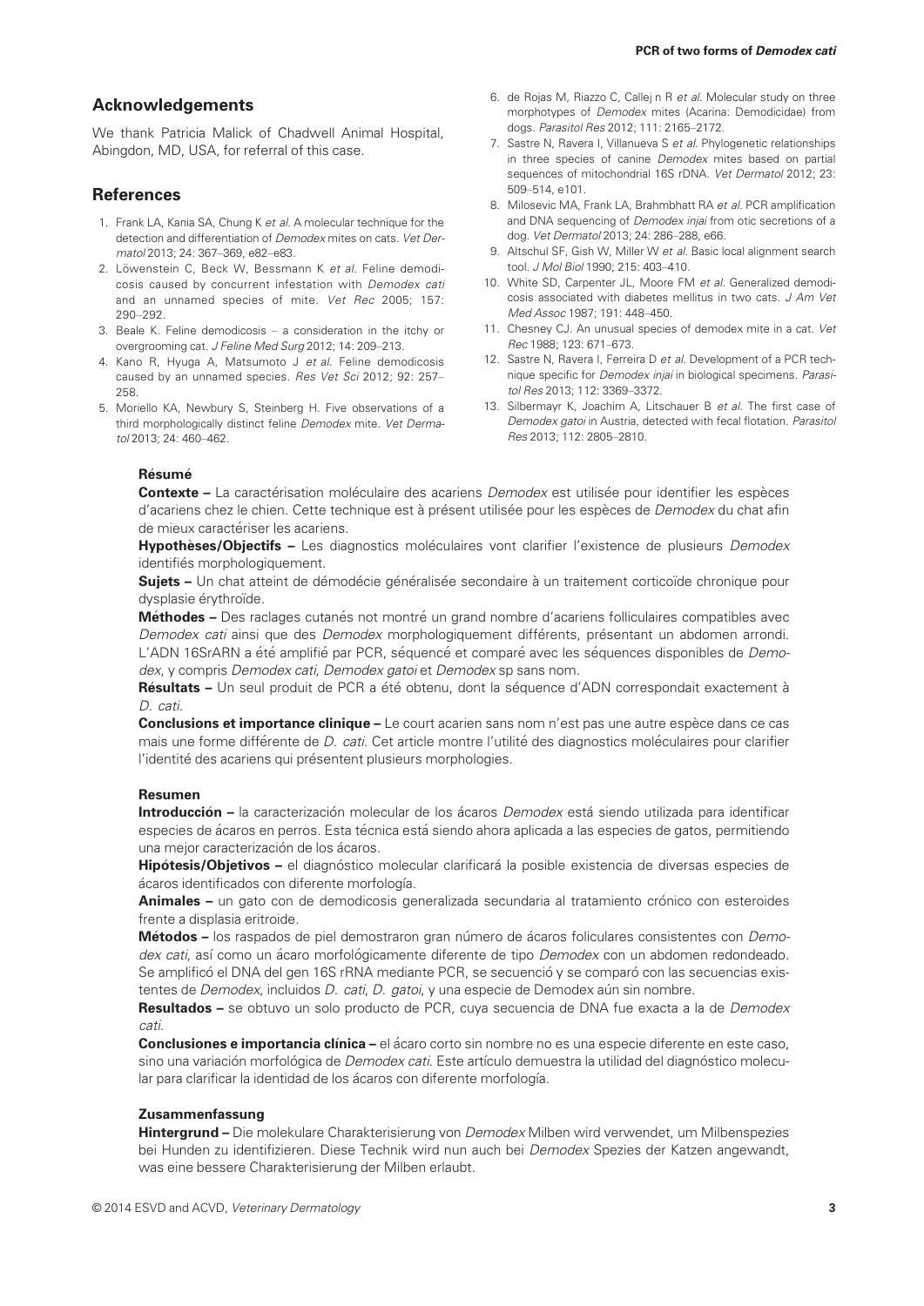## Acknowledgements

We thank Patricia Malick of Chadwell Animal Hospital, Abingdon, MD, USA, for referral of this case.

## References

1. Frank LA, Kania SA, Chung K *et al.* A molecular technique for the detection and differentiation of *Demodex* mites on cats. *Vet Dermatol* 2013; 24: 367–369, e82–e83.
2. Löwenstein C, Beck W, Bessmann K *et al.* Feline demodicosis caused by concurrent infestation with *Demodex cati* and an unnamed species of mite. *Vet Rec* 2005; 157: 290–292.
3. Beale K. Feline demodicosis – a consideration in the itchy or overgrooming cat. *J Feline Med Surg* 2012; 14: 209–213.
4. Kano R, Hyuga A, Matsumoto J *et al.* Feline demodicosis caused by an unnamed species. *Res Vet Sci* 2012; 92: 257–258.
5. Moriello KA, Newbury S, Steinberg H. Five observations of a third morphologically distinct feline *Demodex* mite. *Vet Dermatol* 2013; 24: 460–462.
6. de Rojas M, Riazzo C, Callej n R *et al.* Molecular study on three morphotypes of *Demodex* mites (Acarina: Demodicidae) from dogs. *Parasitol Res* 2012; 111: 2165–2172.
7. Sastre N, Ravera I, Villanueva S *et al.* Phylogenetic relationships in three species of canine *Demodex* mites based on partial sequences of mitochondrial 16S rDNA. *Vet Dermatol* 2012; 23: 509–514, e101.
8. Milosevic MA, Frank LA, Brahmbhatt RA *et al.* PCR amplification and DNA sequencing of *Demodex injai* from otic secretions of a dog. *Vet Dermatol* 2013; 24: 286–288, e66.
9. Altschul SF, Gish W, Miller W *et al.* Basic local alignment search tool. *J Mol Biol* 1990; 215: 403–410.
10. White SD, Carpenter JL, Moore FM *et al.* Generalized demodicosis associated with diabetes mellitus in two cats. *J Am Vet Med Assoc* 1987; 191: 448–450.
11. Chesney CJ. An unusual species of demodex mite in a cat. *Vet Rec* 1988; 123: 671–673.
12. Sastre N, Ravera I, Ferreira D *et al.* Development of a PCR technique specific for *Demodex injai* in biological specimens. *Parasitol Res* 2013; 112: 3369–3372.
13. Silbermayr K, Joachim A, Litschauer B *et al.* The first case of *Demodex gatoi* in Austria, detected with fecal flotation. *Parasitol Res* 2013; 112: 2805–2810.

### Résumé

**Contexte –** La caractérisation moléculaire des acariens *Demodex* est utilisée pour identifier les espèces d'acariens chez le chien. Cette technique est à présent utilisée pour les espèces de *Demodex* du chat afin de mieux caractériser les acariens.

**Hypothèses/Objectifs –** Les diagnostics moléculaires vont clarifier l'existence de plusieurs *Demodex* identifiés morphologiquement.

**Sujets –** Un chat atteint de démodécie généralisée secondaire à un traitement corticoïde chronique pour dysplasie érythroïde.

**Méthodes –** Des raclages cutanés not montré un grand nombre d'acariens folliculaires compatibles avec *Demodex cati* ainsi que des *Demodex* morphologiquement différents, présentant un abdomen arrondi. L'ADN 16SrARN a été amplifié par PCR, séquencé et comparé avec les séquences disponibles de *Demodex*, y compris *Demodex cati*, *Demodex gatoi* et *Demodex* sp sans nom.

**Résultats –** Un seul produit de PCR a été obtenu, dont la séquence d'ADN correspondait exactement à *D. cati*.

**Conclusions et importance clinique –** Le court acarien sans nom n'est pas une autre espèce dans ce cas mais une forme différente de *D. cati*. Cet article montre l'utilité des diagnostics moléculaires pour clarifier l'identité des acariens qui présentent plusieurs morphologies.

### Resumen

**Introducción –** la caracterización molecular de los ácaros *Demodex* está siendo utilizada para identificar especies de ácaros en perros. Esta técnica está siendo ahora aplicada a las especies de gatos, permitiendo una mejor caracterización de los ácaros.

**Hipótesis/Objetivos –** el diagnóstico molecular clarificará la posible existencia de diversas especies de ácaros identificados con diferente morfología.

**Animales –** un gato con de demodicosis generalizada secundaria al tratamiento crónico con esteroides frente a displasia eritroide.

**Métodos –** los raspados de piel demostraron gran número de ácaros foliculares consistentes con *Demodex cati*, así como un ácaro morfológicamente diferente de tipo *Demodex* con un abdomen redondeado. Se amplificó el DNA del gen 16S rRNA mediante PCR, se secuenció y se comparó con las secuencias existentes de *Demodex*, incluidos *D. cati*, *D. gatoi*, y una especie de Demodex aún sin nombre.

**Resultados –** se obtuvo un solo producto de PCR, cuya secuencia de DNA fue exacta a la de *Demodex cati*.

**Conclusiones e importancia clínica –** el ácaro corto sin nombre no es una especie diferente en este caso, sino una variación morfológica de *Demodex cati*. Este artículo demuestra la utilidad del diagnóstico molecular para clarificar la identidad de los ácaros con diferente morfología.

### Zusammenfassung

**Hintergrund –** Die molekulare Charakterisierung von *Demodex* Milben wird verwendet, um Milbenspezies bei Hunden zu identifizieren. Diese Technik wird nun auch bei *Demodex* Spezies der Katzen angewandt, was eine bessere Charakterisierung der Milben erlaubt.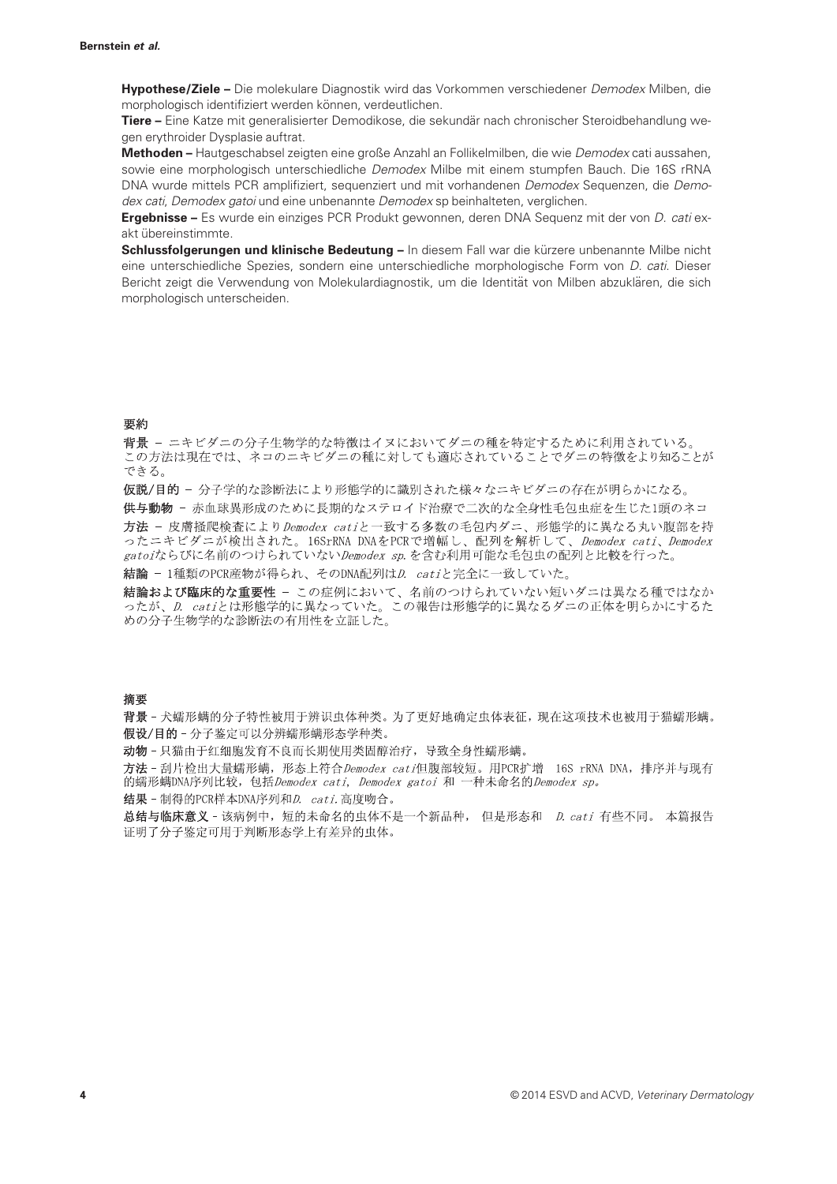**Hypothese/Ziele –** Die molekulare Diagnostik wird das Vorkommen verschiedener *Demodex* Milben, die morphologisch identifiziert werden können, verdeutlichen.

**Tiere –** Eine Katze mit generalisierter Demodikose, die sekundär nach chronischer Steroidbehandlung wegen erythroider Dysplasie auftrat.

**Methoden –** Hautgeschabsel zeigten eine große Anzahl an Follikelmilben, die wie *Demodex* cati aussahen, sowie eine morphologisch unterschiedliche *Demodex* Milbe mit einem stumpfen Bauch. Die 16S rRNA DNA wurde mittels PCR amplifiziert, sequenziert und mit vorhandenen *Demodex* Sequenzen, die *Demodex cati*, *Demodex gatoi* und eine unbenannte *Demodex* sp beinhalteten, verglichen.

**Ergebnisse –** Es wurde ein einziges PCR Produkt gewonnen, deren DNA Sequenz mit der von *D. cati* exakt übereinstimmte.

**Schlussfolgerungen und klinische Bedeutung –** In diesem Fall war die kürzere unbenannte Milbe nicht eine unterschiedliche Spezies, sondern eine unterschiedliche morphologische Form von *D. cati*. Dieser Bericht zeigt die Verwendung von Molekulardiagnostik, um die Identität von Milben abzuklären, die sich morphologisch unterscheiden.

**要約**

**背景** – ニキビダニの分子生物学的な特徴はイヌにおいてダニの種を特定するために利用されている。この方法は現在では、ネコのニキビダニの種に対しても適応されていることでダニの特徴をより知ることができる。

**仮説/目的** – 分子学的な診断法により形態学的に識別された様々なニキビダニの存在が明らかになる。

**供与動物** – 赤血球異形成のために長期的なステロイド治療で二次的な全身性毛包虫症を生じた1頭のネコ

**方法** – 皮膚掻爬検査により*Demodex cati*と一致する多数の毛包内ダニ、形態学的に異なる丸い腹部を持ったニキビダニが検出された。16SrRNA DNAをPCRで増幅し、配列を解析して、*Demodex cati*、*Demodex gatoi*ならびに名前のつけられていない*Demodex sp.*を含む利用可能な毛包虫の配列と比較を行った。

**結論** – 1種類のPCR産物が得られ、そのDNA配列は*D. cati*と完全に一致していた。

**結論および臨床的な重要性** – この症例において、名前のつけられていない短いダニは異なる種ではなかったが、*D. cati*とは形態学的に異なっていた。この報告は形態学的に異なるダニの正体を明らかにするための分子生物学的な診断法の有用性を立証した。

**摘要**

**背景** - 犬蠕形螨的分子特性被用于辨识虫体种类。为了更好地确定虫体表征，现在这项技术也被用于猫蠕形螨。

**假设/目的** - 分子鉴定可以分辨蠕形螨形态学种类。

**动物** - 只猫由于红细胞发育不良而长期使用类固醇治疗，导致全身性蠕形螨。

**方法** - 刮片检出大量蠕形螨，形态上符合*Demodex cati*但腹部较短。用PCR扩增 16S rRNA DNA，排序并与现有的蠕形螨DNA序列比较，包括*Demodex cati*, *Demodex gatoi* 和 一种未命名的*Demodex sp*。

**结果** - 制得的PCR样本DNA序列和*D. cati*.高度吻合。

**总结与临床意义** - 该病例中，短的未命名的虫体不是一个新品种， 但是形态和 *D. cati* 有些不同。 本篇报告证明了分子鉴定可用于判断形态学上有差异的虫体。